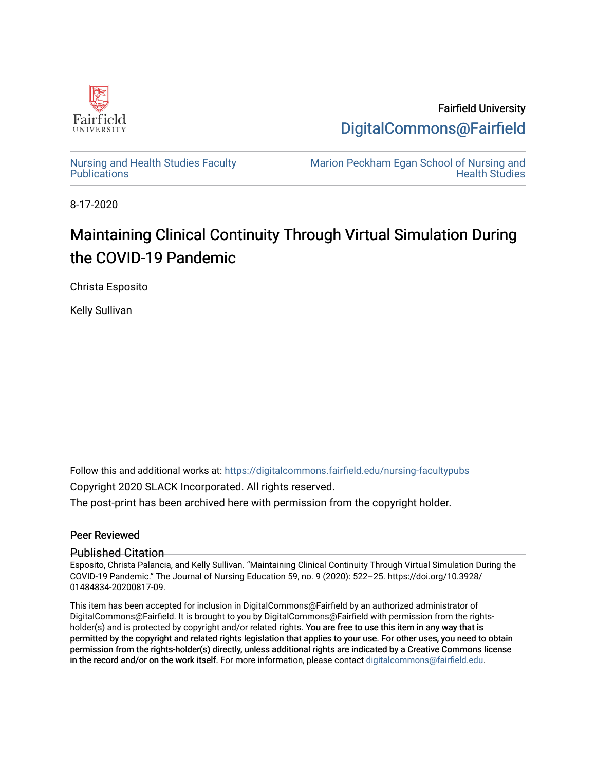Fairfield University

DigitalCommons@Fairfield

Nursing and Health Studies Faculty Publications

Marion Peckham Egan School of Nursing and Health Studies

8-17-2020

# Maintaining Clinical Continuity Through Virtual Simulation During the COVID-19 Pandemic

Christa Esposito

Kelly Sullivan

Follow this and additional works at: https://digitalcommons.fairfield.edu/nursing-facultypubs

Copyright 2020 SLACK Incorporated. All rights reserved.

The post-print has been archived here with permission from the copyright holder.

## Peer Reviewed

## Published Citation

Esposito, Christa Palancia, and Kelly Sullivan. "Maintaining Clinical Continuity Through Virtual Simulation During the COVID-19 Pandemic." The Journal of Nursing Education 59, no. 9 (2020): 522–25. https://doi.org/10.3928/01484834-20200817-09.

This item has been accepted for inclusion in DigitalCommons@Fairfield by an authorized administrator of DigitalCommons@Fairfield. It is brought to you by DigitalCommons@Fairfield with permission from the rights-holder(s) and is protected by copyright and/or related rights. **You are free to use this item in any way that is permitted by the copyright and related rights legislation that applies to your use. For other uses, you need to obtain permission from the rights-holder(s) directly, unless additional rights are indicated by a Creative Commons license in the record and/or on the work itself.** For more information, please contact digitalcommons@fairfield.edu.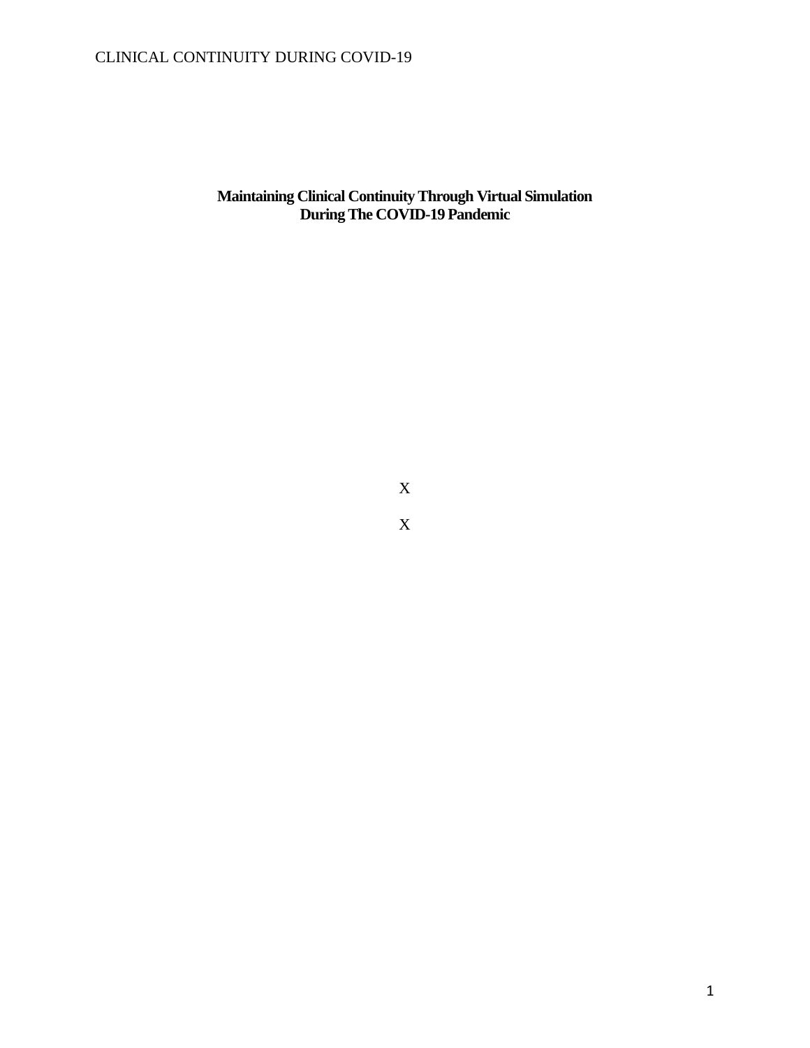**Maintaining Clinical Continuity Through Virtual Simulation During The COVID-19 Pandemic**

X

X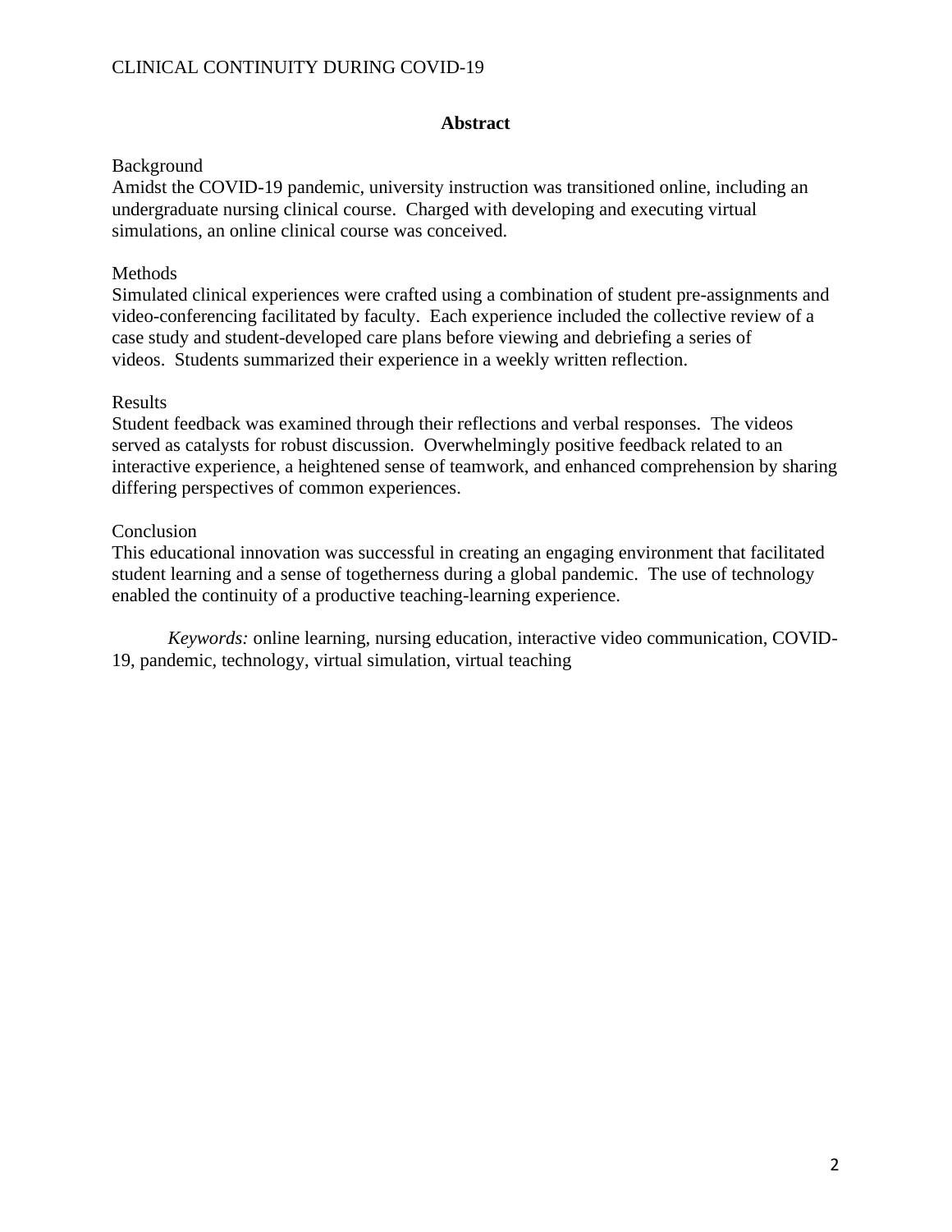## Abstract

Background

Amidst the COVID-19 pandemic, university instruction was transitioned online, including an undergraduate nursing clinical course. Charged with developing and executing virtual simulations, an online clinical course was conceived.

Methods

Simulated clinical experiences were crafted using a combination of student pre-assignments and video-conferencing facilitated by faculty. Each experience included the collective review of a case study and student-developed care plans before viewing and debriefing a series of videos. Students summarized their experience in a weekly written reflection.

Results

Student feedback was examined through their reflections and verbal responses. The videos served as catalysts for robust discussion. Overwhelmingly positive feedback related to an interactive experience, a heightened sense of teamwork, and enhanced comprehension by sharing differing perspectives of common experiences.

Conclusion

This educational innovation was successful in creating an engaging environment that facilitated student learning and a sense of togetherness during a global pandemic. The use of technology enabled the continuity of a productive teaching-learning experience.

*Keywords:* online learning, nursing education, interactive video communication, COVID-19, pandemic, technology, virtual simulation, virtual teaching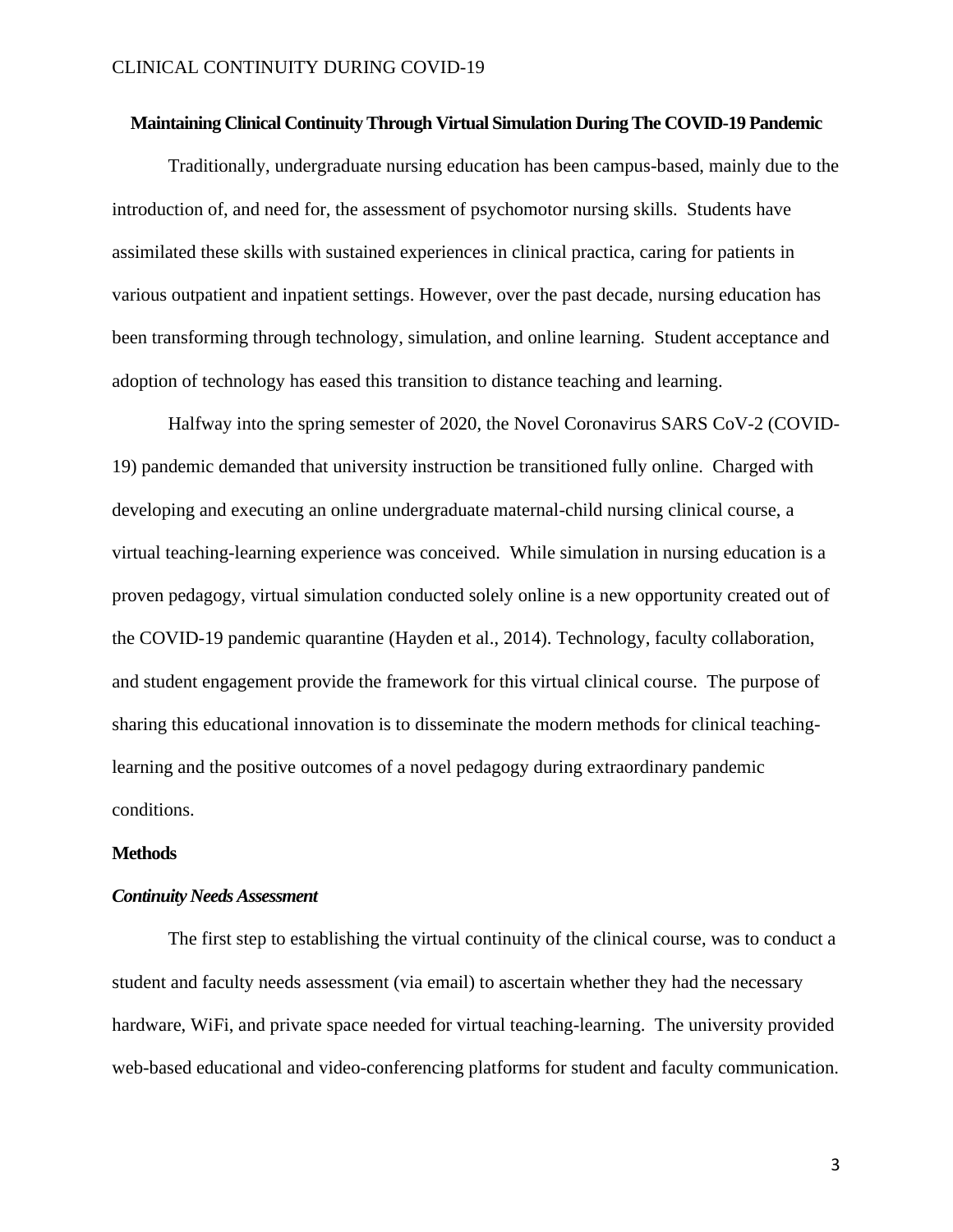# Maintaining Clinical Continuity Through Virtual Simulation During The COVID-19 Pandemic

Traditionally, undergraduate nursing education has been campus-based, mainly due to the introduction of, and need for, the assessment of psychomotor nursing skills. Students have assimilated these skills with sustained experiences in clinical practica, caring for patients in various outpatient and inpatient settings. However, over the past decade, nursing education has been transforming through technology, simulation, and online learning. Student acceptance and adoption of technology has eased this transition to distance teaching and learning.

Halfway into the spring semester of 2020, the Novel Coronavirus SARS CoV-2 (COVID-19) pandemic demanded that university instruction be transitioned fully online. Charged with developing and executing an online undergraduate maternal-child nursing clinical course, a virtual teaching-learning experience was conceived. While simulation in nursing education is a proven pedagogy, virtual simulation conducted solely online is a new opportunity created out of the COVID-19 pandemic quarantine (Hayden et al., 2014). Technology, faculty collaboration, and student engagement provide the framework for this virtual clinical course. The purpose of sharing this educational innovation is to disseminate the modern methods for clinical teaching-learning and the positive outcomes of a novel pedagogy during extraordinary pandemic conditions.

## Methods

### *Continuity Needs Assessment*

The first step to establishing the virtual continuity of the clinical course, was to conduct a student and faculty needs assessment (via email) to ascertain whether they had the necessary hardware, WiFi, and private space needed for virtual teaching-learning. The university provided web-based educational and video-conferencing platforms for student and faculty communication.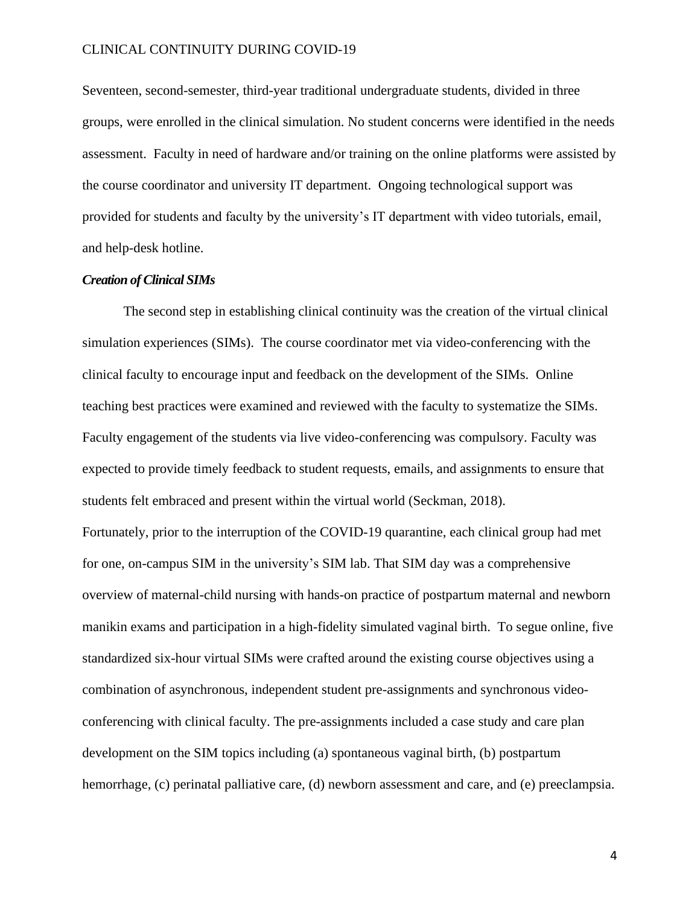Seventeen, second-semester, third-year traditional undergraduate students, divided in three groups, were enrolled in the clinical simulation. No student concerns were identified in the needs assessment. Faculty in need of hardware and/or training on the online platforms were assisted by the course coordinator and university IT department. Ongoing technological support was provided for students and faculty by the university's IT department with video tutorials, email, and help-desk hotline.

### *Creation of Clinical SIMs*

The second step in establishing clinical continuity was the creation of the virtual clinical simulation experiences (SIMs). The course coordinator met via video-conferencing with the clinical faculty to encourage input and feedback on the development of the SIMs. Online teaching best practices were examined and reviewed with the faculty to systematize the SIMs. Faculty engagement of the students via live video-conferencing was compulsory. Faculty was expected to provide timely feedback to student requests, emails, and assignments to ensure that students felt embraced and present within the virtual world (Seckman, 2018).

Fortunately, prior to the interruption of the COVID-19 quarantine, each clinical group had met for one, on-campus SIM in the university's SIM lab. That SIM day was a comprehensive overview of maternal-child nursing with hands-on practice of postpartum maternal and newborn manikin exams and participation in a high-fidelity simulated vaginal birth. To segue online, five standardized six-hour virtual SIMs were crafted around the existing course objectives using a combination of asynchronous, independent student pre-assignments and synchronous video-conferencing with clinical faculty. The pre-assignments included a case study and care plan development on the SIM topics including (a) spontaneous vaginal birth, (b) postpartum hemorrhage, (c) perinatal palliative care, (d) newborn assessment and care, and (e) preeclampsia.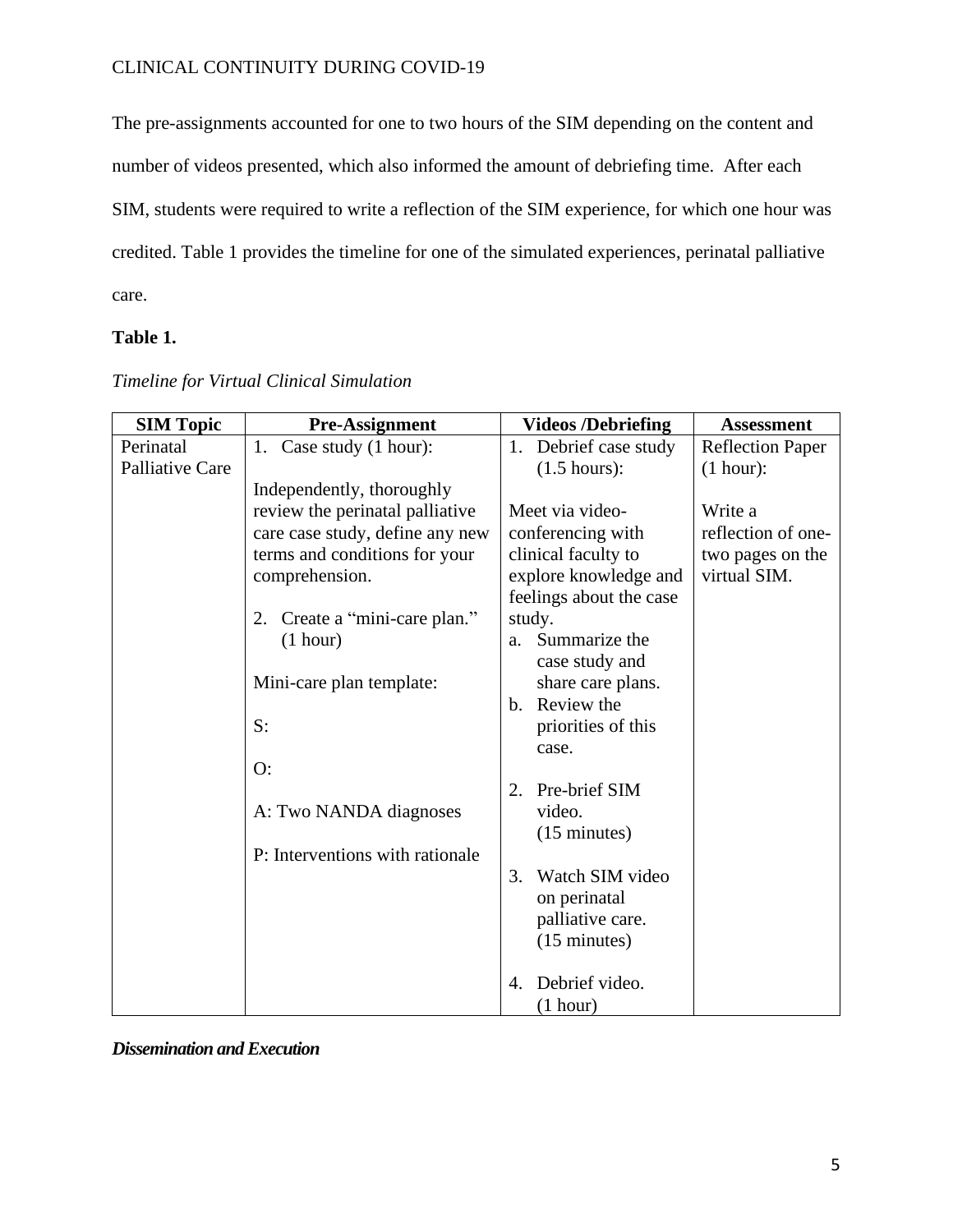The pre-assignments accounted for one to two hours of the SIM depending on the content and number of videos presented, which also informed the amount of debriefing time. After each SIM, students were required to write a reflection of the SIM experience, for which one hour was credited. Table 1 provides the timeline for one of the simulated experiences, perinatal palliative care.

**Table 1.**

*Timeline for Virtual Clinical Simulation*

| SIM Topic | Pre-Assignment | Videos /Debriefing | Assessment |
|---|---|---|---|
| Perinatal Palliative Care | 1. Case study (1 hour): <br><br> Independently, thoroughly review the perinatal palliative care case study, define any new terms and conditions for your comprehension. <br><br> 2. Create a "mini-care plan." (1 hour) <br><br> Mini-care plan template: <br><br> S: <br><br> O: <br><br> A: Two NANDA diagnoses <br><br> P: Interventions with rationale | 1. Debrief case study (1.5 hours): <br><br> Meet via video-conferencing with clinical faculty to explore knowledge and feelings about the case study. <br> a. Summarize the case study and share care plans. <br> b. Review the priorities of this case. <br><br> 2. Pre-brief SIM video. (15 minutes) <br><br> 3. Watch SIM video on perinatal palliative care. (15 minutes) <br><br> 4. Debrief video. (1 hour) | Reflection Paper (1 hour): <br><br> Write a reflection of one-two pages on the virtual SIM. |

***Dissemination and Execution***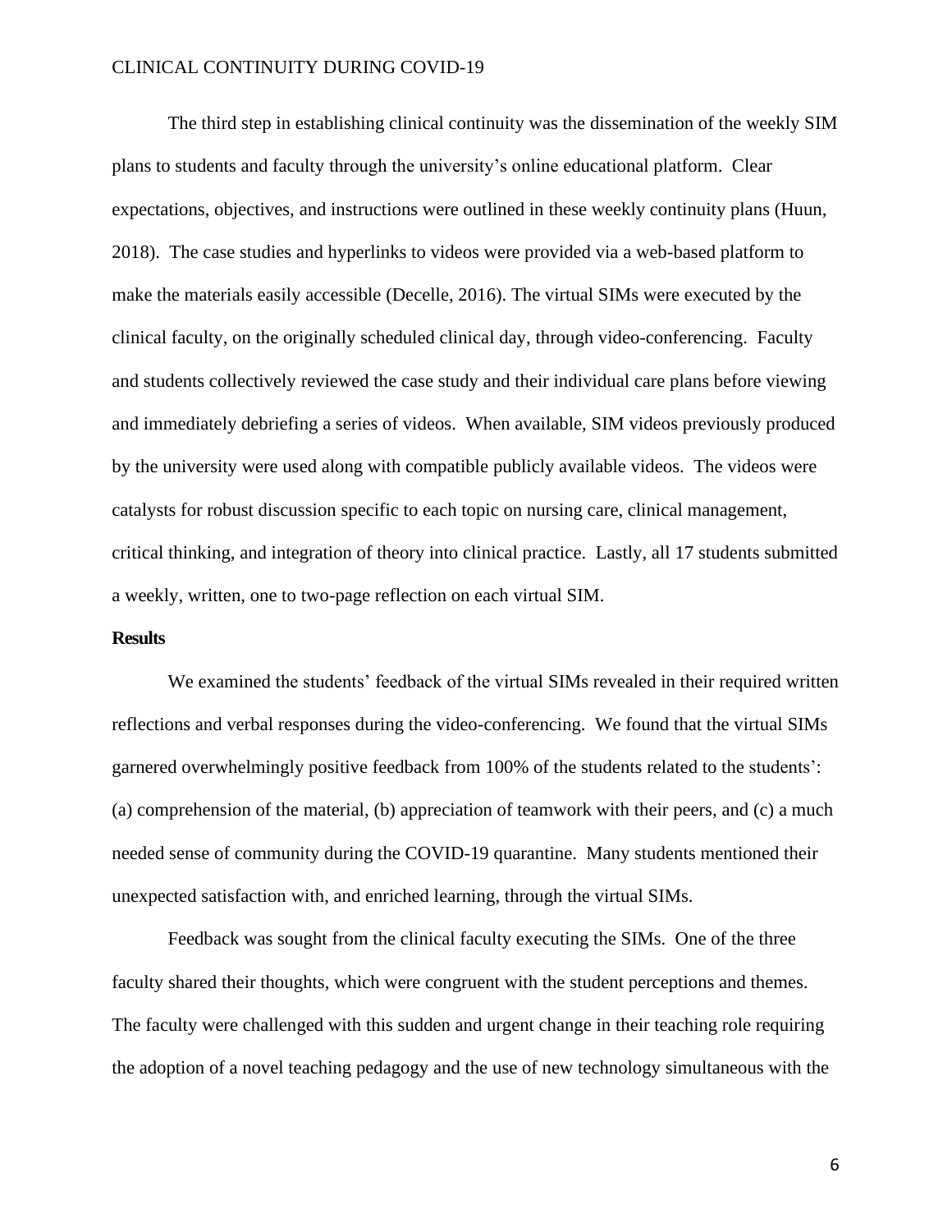The third step in establishing clinical continuity was the dissemination of the weekly SIM plans to students and faculty through the university's online educational platform. Clear expectations, objectives, and instructions were outlined in these weekly continuity plans (Huun, 2018). The case studies and hyperlinks to videos were provided via a web-based platform to make the materials easily accessible (Decelle, 2016). The virtual SIMs were executed by the clinical faculty, on the originally scheduled clinical day, through video-conferencing. Faculty and students collectively reviewed the case study and their individual care plans before viewing and immediately debriefing a series of videos. When available, SIM videos previously produced by the university were used along with compatible publicly available videos. The videos were catalysts for robust discussion specific to each topic on nursing care, clinical management, critical thinking, and integration of theory into clinical practice. Lastly, all 17 students submitted a weekly, written, one to two-page reflection on each virtual SIM.

## Results

We examined the students' feedback of the virtual SIMs revealed in their required written reflections and verbal responses during the video-conferencing. We found that the virtual SIMs garnered overwhelmingly positive feedback from 100% of the students related to the students': (a) comprehension of the material, (b) appreciation of teamwork with their peers, and (c) a much needed sense of community during the COVID-19 quarantine. Many students mentioned their unexpected satisfaction with, and enriched learning, through the virtual SIMs.

Feedback was sought from the clinical faculty executing the SIMs. One of the three faculty shared their thoughts, which were congruent with the student perceptions and themes. The faculty were challenged with this sudden and urgent change in their teaching role requiring the adoption of a novel teaching pedagogy and the use of new technology simultaneous with the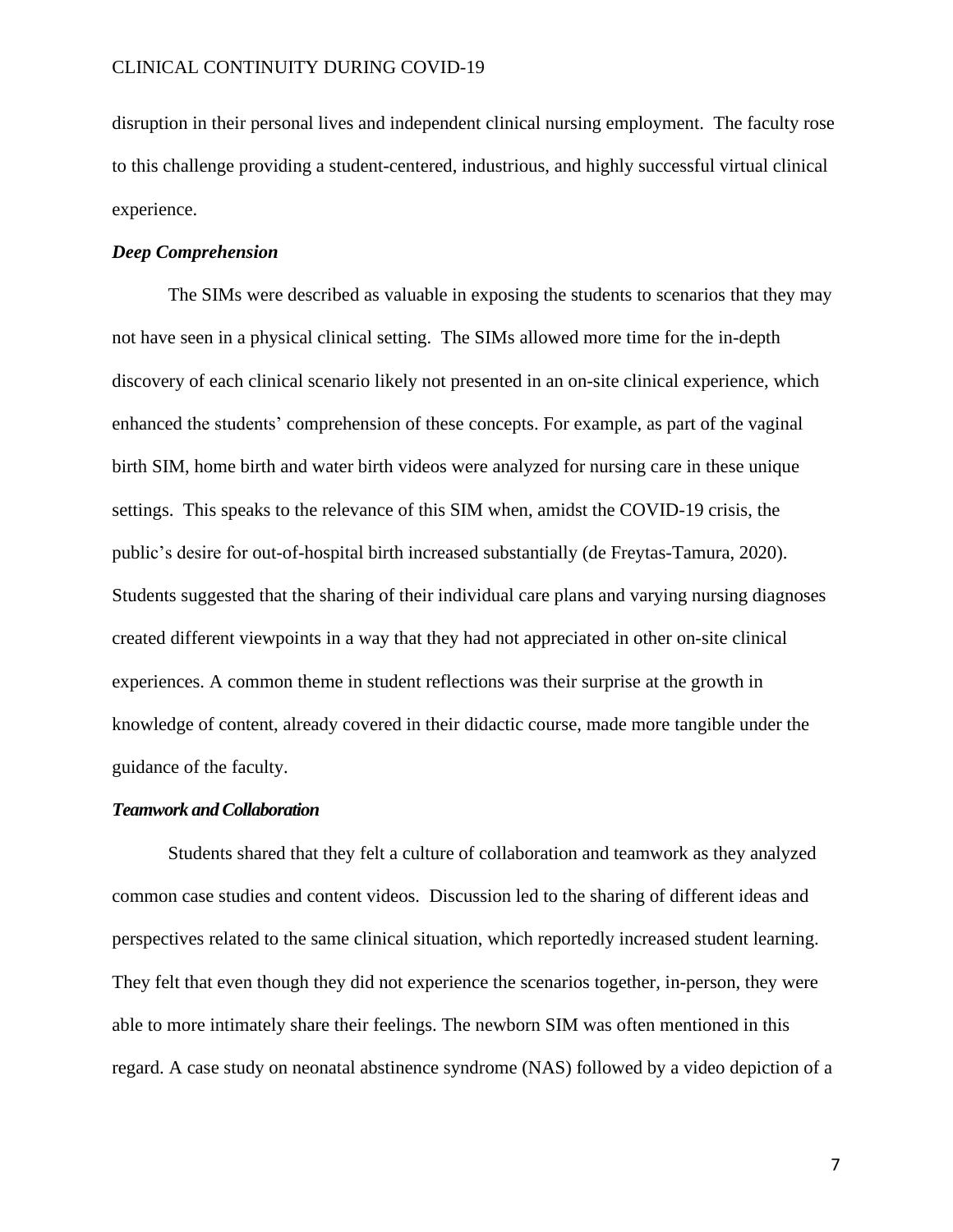disruption in their personal lives and independent clinical nursing employment. The faculty rose to this challenge providing a student-centered, industrious, and highly successful virtual clinical experience.

### *Deep Comprehension*

The SIMs were described as valuable in exposing the students to scenarios that they may not have seen in a physical clinical setting. The SIMs allowed more time for the in-depth discovery of each clinical scenario likely not presented in an on-site clinical experience, which enhanced the students' comprehension of these concepts. For example, as part of the vaginal birth SIM, home birth and water birth videos were analyzed for nursing care in these unique settings. This speaks to the relevance of this SIM when, amidst the COVID-19 crisis, the public's desire for out-of-hospital birth increased substantially (de Freytas-Tamura, 2020). Students suggested that the sharing of their individual care plans and varying nursing diagnoses created different viewpoints in a way that they had not appreciated in other on-site clinical experiences. A common theme in student reflections was their surprise at the growth in knowledge of content, already covered in their didactic course, made more tangible under the guidance of the faculty.

### *Teamwork and Collaboration*

Students shared that they felt a culture of collaboration and teamwork as they analyzed common case studies and content videos. Discussion led to the sharing of different ideas and perspectives related to the same clinical situation, which reportedly increased student learning. They felt that even though they did not experience the scenarios together, in-person, they were able to more intimately share their feelings. The newborn SIM was often mentioned in this regard. A case study on neonatal abstinence syndrome (NAS) followed by a video depiction of a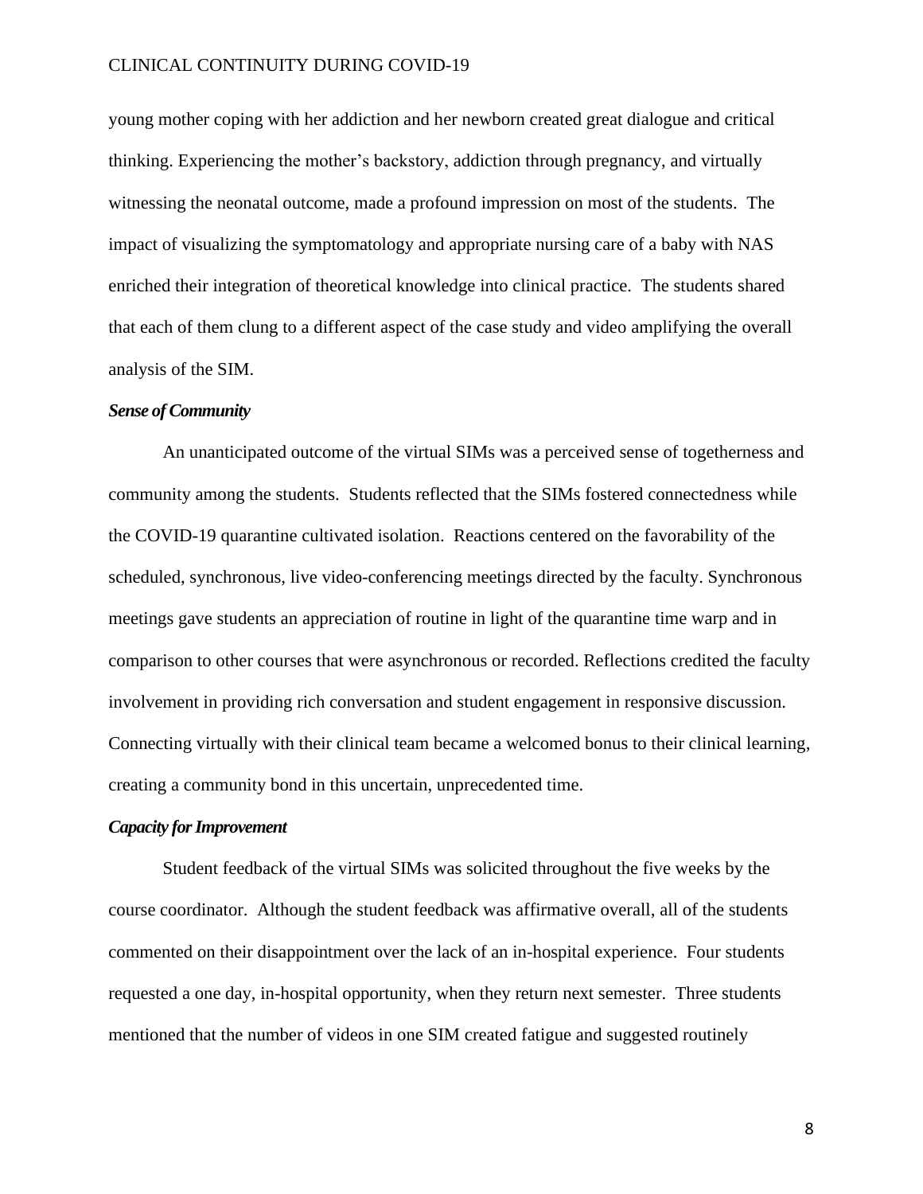young mother coping with her addiction and her newborn created great dialogue and critical thinking. Experiencing the mother's backstory, addiction through pregnancy, and virtually witnessing the neonatal outcome, made a profound impression on most of the students. The impact of visualizing the symptomatology and appropriate nursing care of a baby with NAS enriched their integration of theoretical knowledge into clinical practice. The students shared that each of them clung to a different aspect of the case study and video amplifying the overall analysis of the SIM.

### *Sense of Community*

An unanticipated outcome of the virtual SIMs was a perceived sense of togetherness and community among the students. Students reflected that the SIMs fostered connectedness while the COVID-19 quarantine cultivated isolation. Reactions centered on the favorability of the scheduled, synchronous, live video-conferencing meetings directed by the faculty. Synchronous meetings gave students an appreciation of routine in light of the quarantine time warp and in comparison to other courses that were asynchronous or recorded. Reflections credited the faculty involvement in providing rich conversation and student engagement in responsive discussion. Connecting virtually with their clinical team became a welcomed bonus to their clinical learning, creating a community bond in this uncertain, unprecedented time.

### *Capacity for Improvement*

Student feedback of the virtual SIMs was solicited throughout the five weeks by the course coordinator. Although the student feedback was affirmative overall, all of the students commented on their disappointment over the lack of an in-hospital experience. Four students requested a one day, in-hospital opportunity, when they return next semester. Three students mentioned that the number of videos in one SIM created fatigue and suggested routinely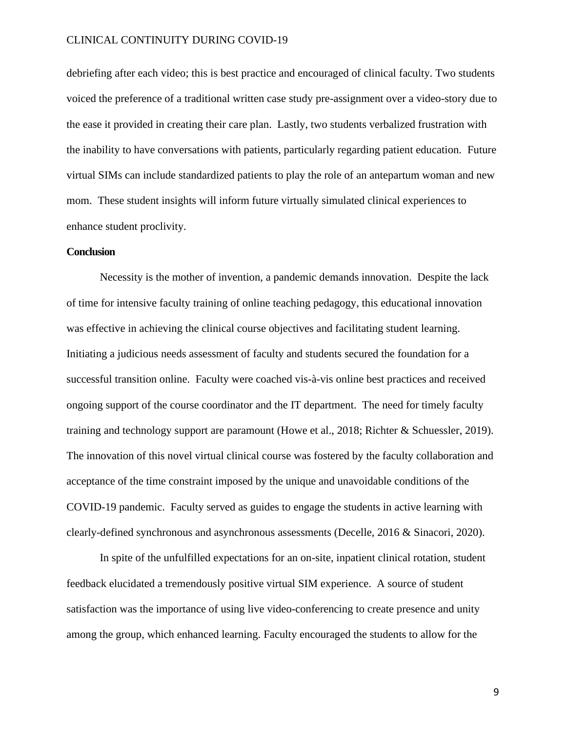debriefing after each video; this is best practice and encouraged of clinical faculty. Two students voiced the preference of a traditional written case study pre-assignment over a video-story due to the ease it provided in creating their care plan. Lastly, two students verbalized frustration with the inability to have conversations with patients, particularly regarding patient education. Future virtual SIMs can include standardized patients to play the role of an antepartum woman and new mom. These student insights will inform future virtually simulated clinical experiences to enhance student proclivity.

**Conclusion**

Necessity is the mother of invention, a pandemic demands innovation. Despite the lack of time for intensive faculty training of online teaching pedagogy, this educational innovation was effective in achieving the clinical course objectives and facilitating student learning. Initiating a judicious needs assessment of faculty and students secured the foundation for a successful transition online. Faculty were coached vis-à-vis online best practices and received ongoing support of the course coordinator and the IT department. The need for timely faculty training and technology support are paramount (Howe et al., 2018; Richter & Schuessler, 2019). The innovation of this novel virtual clinical course was fostered by the faculty collaboration and acceptance of the time constraint imposed by the unique and unavoidable conditions of the COVID-19 pandemic. Faculty served as guides to engage the students in active learning with clearly-defined synchronous and asynchronous assessments (Decelle, 2016 & Sinacori, 2020).

In spite of the unfulfilled expectations for an on-site, inpatient clinical rotation, student feedback elucidated a tremendously positive virtual SIM experience. A source of student satisfaction was the importance of using live video-conferencing to create presence and unity among the group, which enhanced learning. Faculty encouraged the students to allow for the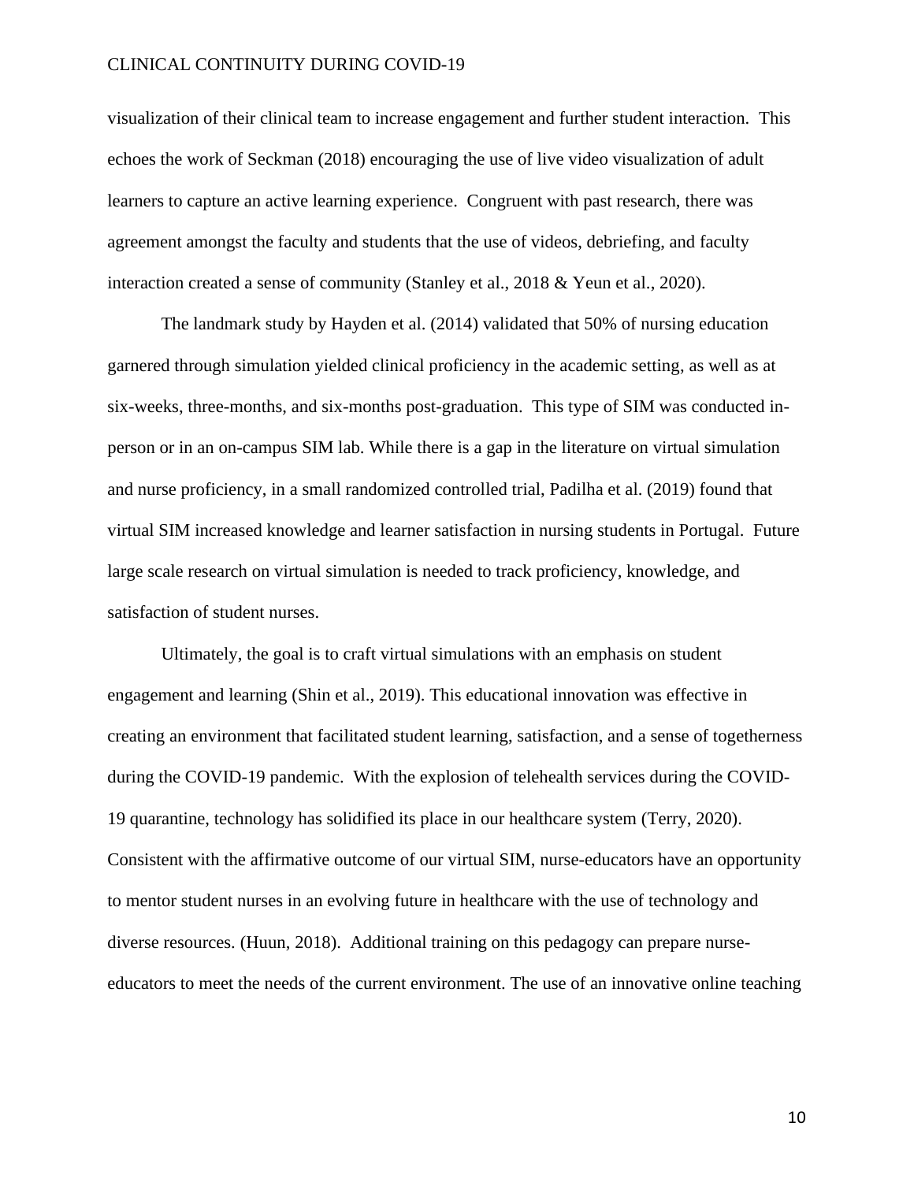visualization of their clinical team to increase engagement and further student interaction. This echoes the work of Seckman (2018) encouraging the use of live video visualization of adult learners to capture an active learning experience. Congruent with past research, there was agreement amongst the faculty and students that the use of videos, debriefing, and faculty interaction created a sense of community (Stanley et al., 2018 & Yeun et al., 2020).

The landmark study by Hayden et al. (2014) validated that 50% of nursing education garnered through simulation yielded clinical proficiency in the academic setting, as well as at six-weeks, three-months, and six-months post-graduation. This type of SIM was conducted in-person or in an on-campus SIM lab. While there is a gap in the literature on virtual simulation and nurse proficiency, in a small randomized controlled trial, Padilha et al. (2019) found that virtual SIM increased knowledge and learner satisfaction in nursing students in Portugal. Future large scale research on virtual simulation is needed to track proficiency, knowledge, and satisfaction of student nurses.

Ultimately, the goal is to craft virtual simulations with an emphasis on student engagement and learning (Shin et al., 2019). This educational innovation was effective in creating an environment that facilitated student learning, satisfaction, and a sense of togetherness during the COVID-19 pandemic. With the explosion of telehealth services during the COVID-19 quarantine, technology has solidified its place in our healthcare system (Terry, 2020). Consistent with the affirmative outcome of our virtual SIM, nurse-educators have an opportunity to mentor student nurses in an evolving future in healthcare with the use of technology and diverse resources. (Huun, 2018). Additional training on this pedagogy can prepare nurse-educators to meet the needs of the current environment. The use of an innovative online teaching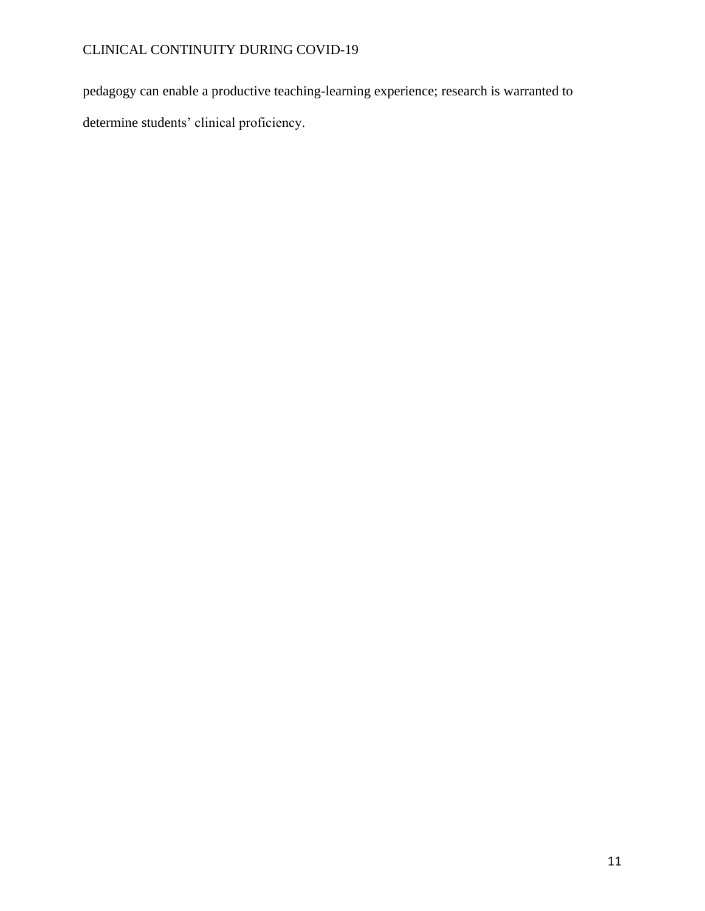pedagogy can enable a productive teaching-learning experience; research is warranted to determine students' clinical proficiency.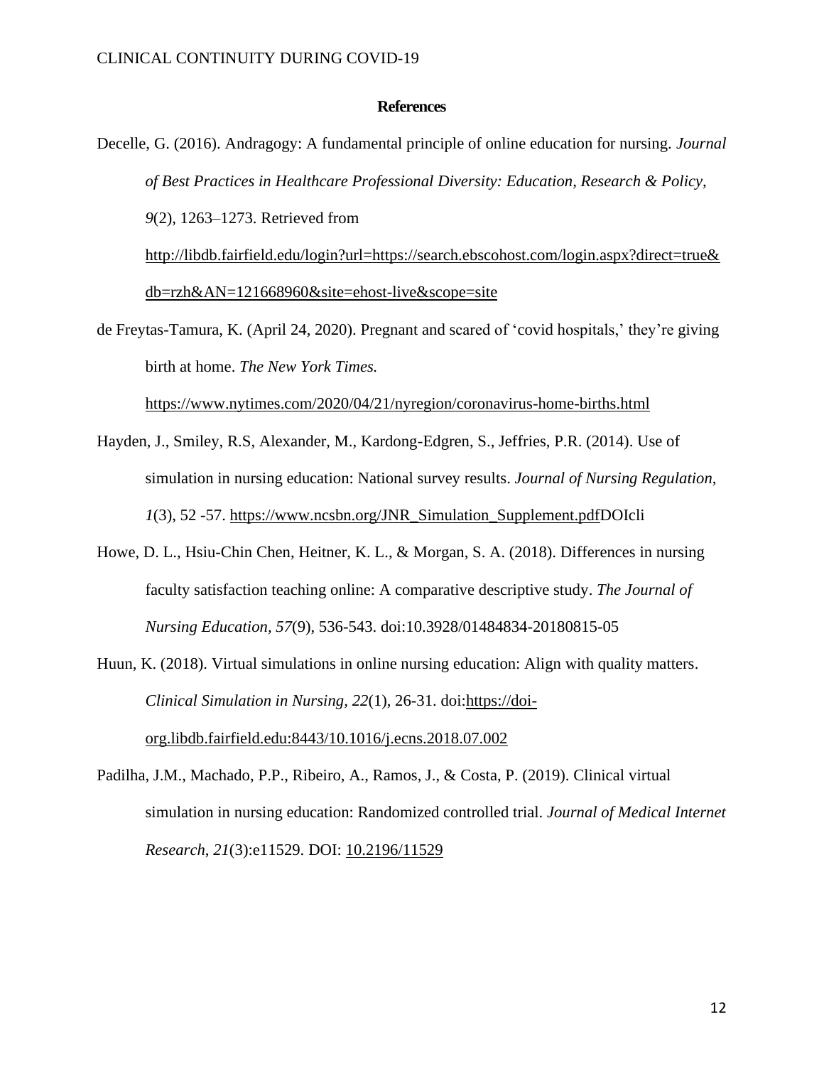**References**

Decelle, G. (2016). Andragogy: A fundamental principle of online education for nursing. *Journal of Best Practices in Healthcare Professional Diversity: Education, Research & Policy, 9*(2), 1263–1273. Retrieved from http://libdb.fairfield.edu/login?url=https://search.ebscohost.com/login.aspx?direct=true&db=rzh&AN=121668960&site=ehost-live&scope=site

de Freytas-Tamura, K. (April 24, 2020). Pregnant and scared of 'covid hospitals,' they're giving birth at home. *The New York Times.* https://www.nytimes.com/2020/04/21/nyregion/coronavirus-home-births.html

Hayden, J., Smiley, R.S, Alexander, M., Kardong-Edgren, S., Jeffries, P.R. (2014). Use of simulation in nursing education: National survey results. *Journal of Nursing Regulation, 1*(3), 52 -57. https://www.ncsbn.org/JNR_Simulation_Supplement.pdfDOIcli

Howe, D. L., Hsiu-Chin Chen, Heitner, K. L., & Morgan, S. A. (2018). Differences in nursing faculty satisfaction teaching online: A comparative descriptive study. *The Journal of Nursing Education, 57*(9), 536-543. doi:10.3928/01484834-20180815-05

Huun, K. (2018). Virtual simulations in online nursing education: Align with quality matters. *Clinical Simulation in Nursing, 22*(1), 26-31. doi:https://doi-org.libdb.fairfield.edu:8443/10.1016/j.ecns.2018.07.002

Padilha, J.M., Machado, P.P., Ribeiro, A., Ramos, J., & Costa, P. (2019). Clinical virtual simulation in nursing education: Randomized controlled trial. *Journal of Medical Internet Research, 21*(3):e11529. DOI: 10.2196/11529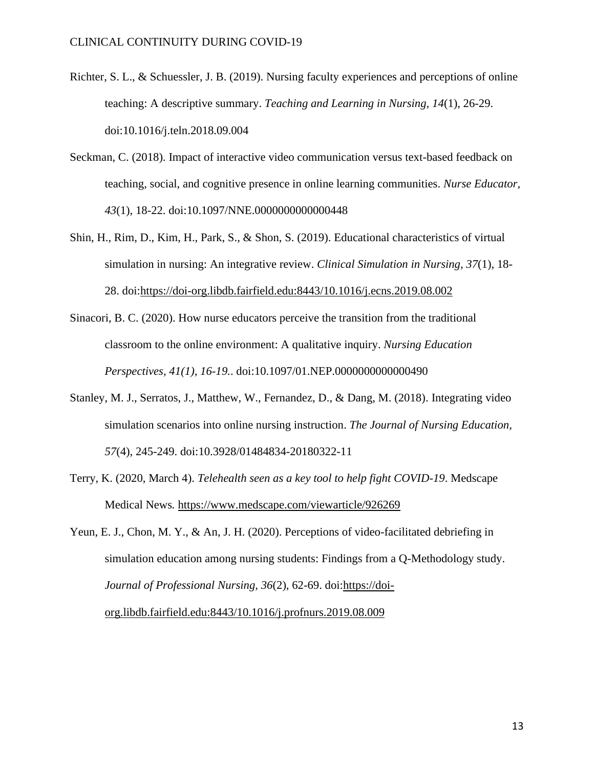Richter, S. L., & Schuessler, J. B. (2019). Nursing faculty experiences and perceptions of online teaching: A descriptive summary. *Teaching and Learning in Nursing, 14*(1), 26-29. doi:10.1016/j.teln.2018.09.004

Seckman, C. (2018). Impact of interactive video communication versus text-based feedback on teaching, social, and cognitive presence in online learning communities. *Nurse Educator, 43*(1), 18-22. doi:10.1097/NNE.0000000000000448

Shin, H., Rim, D., Kim, H., Park, S., & Shon, S. (2019). Educational characteristics of virtual simulation in nursing: An integrative review. *Clinical Simulation in Nursing, 37*(1), 18-28. doi:https://doi-org.libdb.fairfield.edu:8443/10.1016/j.ecns.2019.08.002

Sinacori, B. C. (2020). How nurse educators perceive the transition from the traditional classroom to the online environment: A qualitative inquiry. *Nursing Education Perspectives, 41(1), 16-19..* doi:10.1097/01.NEP.0000000000000490

Stanley, M. J., Serratos, J., Matthew, W., Fernandez, D., & Dang, M. (2018). Integrating video simulation scenarios into online nursing instruction. *The Journal of Nursing Education, 57*(4), 245-249. doi:10.3928/01484834-20180322-11

Terry, K. (2020, March 4). *Telehealth seen as a key tool to help fight COVID-19*. Medscape Medical News. https://www.medscape.com/viewarticle/926269

Yeun, E. J., Chon, M. Y., & An, J. H. (2020). Perceptions of video-facilitated debriefing in simulation education among nursing students: Findings from a Q-Methodology study. *Journal of Professional Nursing, 36*(2), 62-69. doi:https://doi-org.libdb.fairfield.edu:8443/10.1016/j.profnurs.2019.08.009